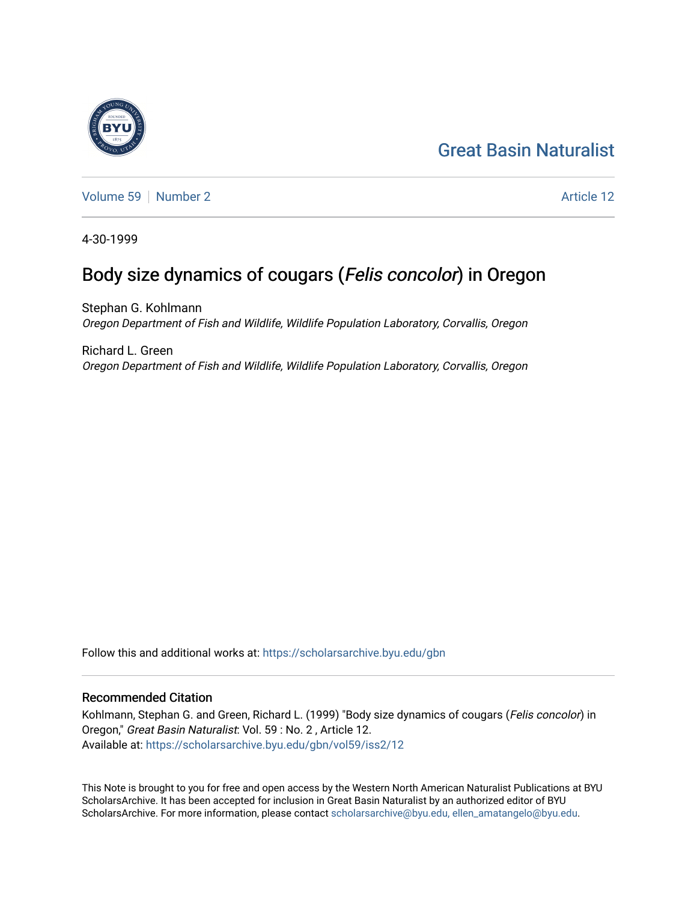Great Basin Naturalist

Volume 59 | Number 2 | Article 12

4-30-1999

# Body size dynamics of cougars (*Felis concolor*) in Oregon

Stephan G. Kohlmann
*Oregon Department of Fish and Wildlife, Wildlife Population Laboratory, Corvallis, Oregon*

Richard L. Green
*Oregon Department of Fish and Wildlife, Wildlife Population Laboratory, Corvallis, Oregon*

Follow this and additional works at: https://scholarsarchive.byu.edu/gbn

## Recommended Citation

Kohlmann, Stephan G. and Green, Richard L. (1999) "Body size dynamics of cougars (*Felis concolor*) in Oregon," *Great Basin Naturalist*: Vol. 59 : No. 2 , Article 12.
Available at: https://scholarsarchive.byu.edu/gbn/vol59/iss2/12

This Note is brought to you for free and open access by the Western North American Naturalist Publications at BYU ScholarsArchive. It has been accepted for inclusion in Great Basin Naturalist by an authorized editor of BYU ScholarsArchive. For more information, please contact scholarsarchive@byu.edu, ellen_amatangelo@byu.edu.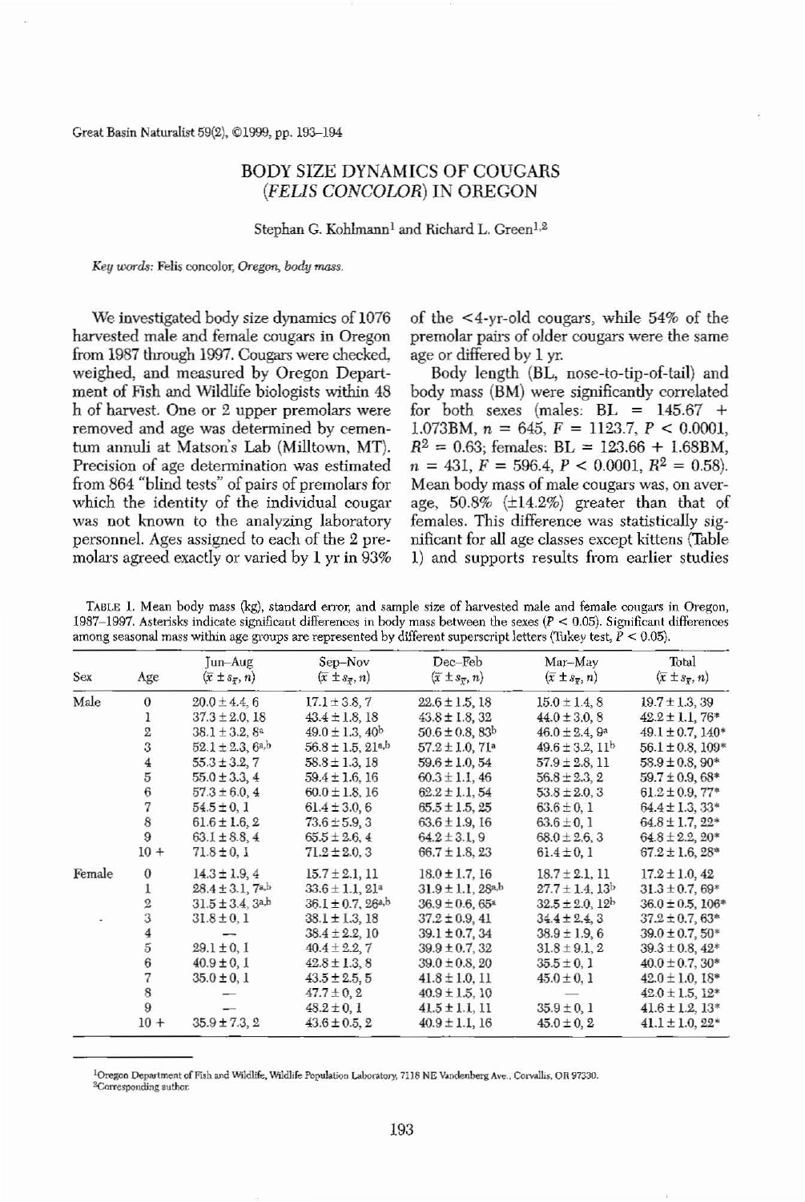# BODY SIZE DYNAMICS OF COUGARS (*FELIS CONCOLOR*) IN OREGON

Stephan G. Kohlmann[1] and Richard L. Green[1,2]

*Key words:* Felis concolor, Oregon, body mass.

We investigated body size dynamics of 1076 harvested male and female cougars in Oregon from 1987 through 1997. Cougars were checked, weighed, and measured by Oregon Department of Fish and Wildlife biologists within 48 h of harvest. One or 2 upper premolars were removed and age was determined by cementum annuli at Matson's Lab (Milltown, MT). Precision of age determination was estimated from 864 "blind tests" of pairs of premolars for which the identity of the individual cougar was not known to the analyzing laboratory personnel. Ages assigned to each of the 2 premolars agreed exactly or varied by 1 yr in 93% of the <4-yr-old cougars, while 54% of the premolar pairs of older cougars were the same age or differed by 1 yr.

Body length (BL, nose-to-tip-of-tail) and body mass (BM) were significantly correlated for both sexes (males: BL = 145.67 + 1.073BM, $n = 645$, $F = 1123.7$, $P < 0.0001$, $R^2 = 0.63$; females: BL = 123.66 + 1.68BM, $n = 431$, $F = 596.4$, $P < 0.0001$, $R^2 = 0.58$). Mean body mass of male cougars was, on average, 50.8% (±14.2%) greater than that of females. This difference was statistically significant for all age classes except kittens (Table 1) and supports results from earlier studies

TABLE 1. Mean body mass (kg), standard error, and sample size of harvested male and female cougars in Oregon, 1987–1997. Asterisks indicate significant differences in body mass between the sexes ($P < 0.05$). Significant differences among seasonal mass within age groups are represented by different superscript letters (Tukey test, $P < 0.05$).

| Sex | Age | Jun–Aug ($\bar{x} \pm s_{\bar{x}}, n$) | Sep–Nov ($\bar{x} \pm s_{\bar{x}}, n$) | Dec–Feb ($\bar{x} \pm s_{\bar{x}}, n$) | Mar–May ($\bar{x} \pm s_{\bar{x}}, n$) | Total ($\bar{x} \pm s_{\bar{x}}, n$) |
|---|---|---|---|---|---|---|
| Male | 0 | 20.0 ± 4.4, 6 | 17.1 ± 3.8, 7 | 22.6 ± 1.5, 18 | 15.0 ± 1.4, 8 | 19.7 ± 1.3, 39 |
| | 1 | 37.3 ± 2.0, 18 | 43.4 ± 1.8, 18 | 43.8 ± 1.8, 32 | 44.0 ± 3.0, 8 | 42.2 ± 1.1, 76* |
| | 2 | 38.1 ± 3.2, 8[a] | 49.0 ± 1.3, 40[b] | 50.6 ± 0.8, 83[b] | 46.0 ± 2.4, 9[a] | 49.1 ± 0.7, 140* |
| | 3 | 52.1 ± 2.3, 6[a,b] | 56.8 ± 1.5, 21[a,b] | 57.2 ± 1.0, 71[a] | 49.6 ± 3.2, 11[b] | 56.1 ± 0.8, 109* |
| | 4 | 55.3 ± 3.2, 7 | 58.8 ± 1.3, 18 | 59.6 ± 1.0, 54 | 57.9 ± 2.8, 11 | 58.9 ± 0.8, 90* |
| | 5 | 55.0 ± 3.3, 4 | 59.4 ± 1.6, 16 | 60.3 ± 1.1, 46 | 56.8 ± 2.3, 2 | 59.7 ± 0.9, 68* |
| | 6 | 57.3 ± 6.0, 4 | 60.0 ± 1.8, 16 | 62.2 ± 1.1, 54 | 53.8 ± 2.0, 3 | 61.2 ± 0.9, 77* |
| | 7 | 54.5 ± 0, 1 | 61.4 ± 3.0, 6 | 65.5 ± 1.5, 25 | 63.6 ± 0, 1 | 64.4 ± 1.3, 33* |
| | 8 | 61.6 ± 1.6, 2 | 73.6 ± 5.9, 3 | 63.6 ± 1.9, 16 | 63.6 ± 0, 1 | 64.8 ± 1.7, 22* |
| | 9 | 63.1 ± 8.8, 4 | 65.5 ± 2.6, 4 | 64.2 ± 3.1, 9 | 68.0 ± 2.6, 3 | 64.8 ± 2.2, 20* |
| | 10 + | 71.8 ± 0, 1 | 71.2 ± 2.0, 3 | 66.7 ± 1.8, 23 | 61.4 ± 0, 1 | 67.2 ± 1.6, 28* |
| Female | 0 | 14.3 ± 1.9, 4 | 15.7 ± 2.1, 11 | 18.0 ± 1.7, 16 | 18.7 ± 2.1, 11 | 17.2 ± 1.0, 42 |
| | 1 | 28.4 ± 3.1, 7[a,b] | 33.6 ± 1.1, 21[a] | 31.9 ± 1.1, 28[a,b] | 27.7 ± 1.4, 13[b] | 31.3 ± 0.7, 69* |
| | 2 | 31.5 ± 3.4, 3[a,b] | 36.1 ± 0.7, 26[a,b] | 36.9 ± 0.6, 65[a] | 32.5 ± 2.0, 12[b] | 36.0 ± 0.5, 106* |
| | 3 | 31.8 ± 0, 1 | 38.1 ± 1.3, 18 | 37.2 ± 0.9, 41 | 34.4 ± 2.4, 3 | 37.2 ± 0.7, 63* |
| | 4 | — | 38.4 ± 2.2, 10 | 39.1 ± 0.7, 34 | 38.9 ± 1.9, 6 | 39.0 ± 0.7, 50* |
| | 5 | 29.1 ± 0, 1 | 40.4 ± 2.2, 7 | 39.9 ± 0.7, 32 | 31.8 ± 9.1, 2 | 39.3 ± 0.8, 42* |
| | 6 | 40.9 ± 0, 1 | 42.8 ± 1.3, 8 | 39.0 ± 0.8, 20 | 35.5 ± 0, 1 | 40.0 ± 0.7, 30* |
| | 7 | 35.0 ± 0, 1 | 43.5 ± 2.5, 5 | 41.8 ± 1.0, 11 | 45.0 ± 0, 1 | 42.0 ± 1.0, 18* |
| | 8 | — | 47.7 ± 0, 2 | 40.9 ± 1.5, 10 | — | 42.0 ± 1.5, 12* |
| | 9 | — | 48.2 ± 0, 1 | 41.5 ± 1.1, 11 | 35.9 ± 0, 1 | 41.6 ± 1.2, 13* |
| | 10 + | 35.9 ± 7.3, 2 | 43.6 ± 0.5, 2 | 40.9 ± 1.1, 16 | 45.0 ± 0, 2 | 41.1 ± 1.0, 22* |

[1]Oregon Department of Fish and Wildlife, Wildlife Population Laboratory, 7118 NE Vandenberg Ave., Corvallis, OR 97330.
[2]Corresponding author.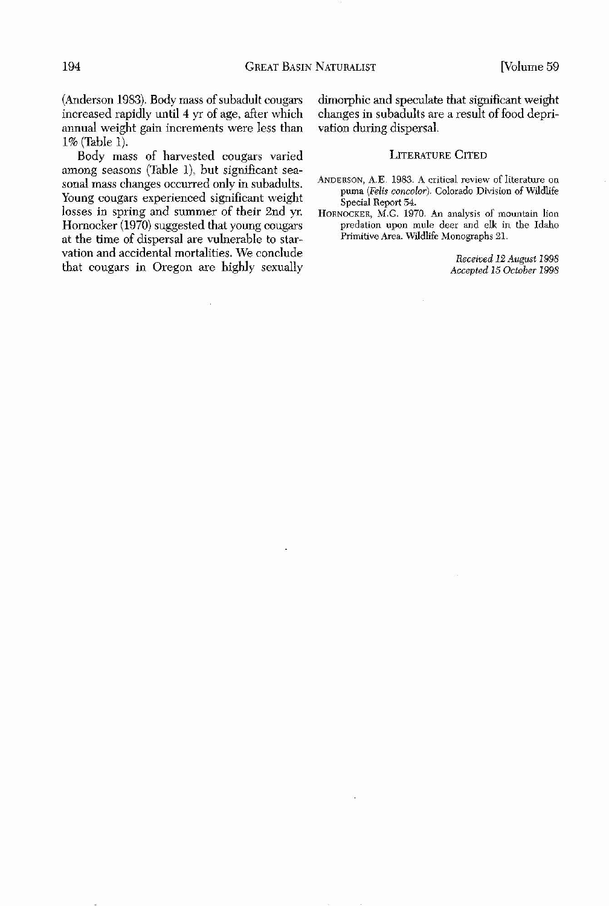(Anderson 1983). Body mass of subadult cougars increased rapidly until 4 yr of age, after which annual weight gain increments were less than 1% (Table 1).

Body mass of harvested cougars varied among seasons (Table 1), but significant seasonal mass changes occurred only in subadults. Young cougars experienced significant weight losses in spring and summer of their 2nd yr. Hornocker (1970) suggested that young cougars at the time of dispersal are vulnerable to starvation and accidental mortalities. We conclude that cougars in Oregon are highly sexually dimorphic and speculate that significant weight changes in subadults are a result of food deprivation during dispersal.

## Literature Cited

Anderson, A.E. 1983. A critical review of literature on puma (*Felis concolor*). Colorado Division of Wildlife Special Report 54.

Hornocker, M.G. 1970. An analysis of mountain lion predation upon mule deer and elk in the Idaho Primitive Area. Wildlife Monographs 21.

*Received 12 August 1998*
*Accepted 15 October 1998*